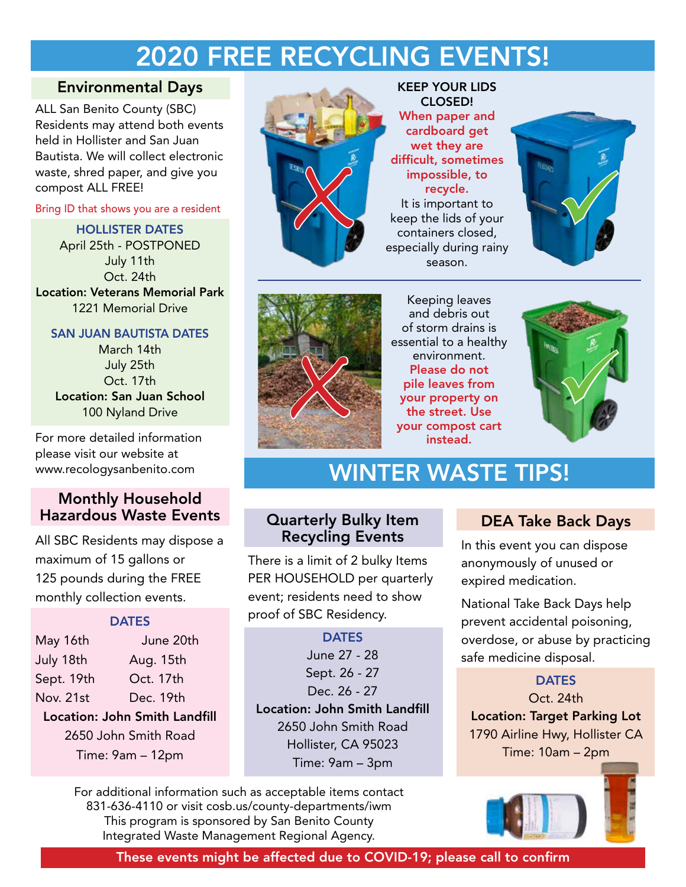# 2020 FREE RECYCLING EVENTS!

## Environmental Days

ALL San Benito County (SBC) Residents may attend both events held in Hollister and San Juan Bautista. We will collect electronic waste, shred paper, and give you compost ALL FREE!

Bring ID that shows you are a resident

**HOLLISTER DATES**

April 25th - POSTPONED
July 11th
Oct. 24th

**Location: Veterans Memorial Park**
1221 Memorial Drive

**SAN JUAN BAUTISTA DATES**

March 14th
July 25th
Oct. 17th

**Location: San Juan School**
100 Nyland Drive

For more detailed information please visit our website at www.recologysanbenito.com

## Monthly Household Hazardous Waste Events

All SBC Residents may dispose a maximum of 15 gallons or 125 pounds during the FREE monthly collection events.

**DATES**

| | |
|---|---|
| May 16th | June 20th |
| July 18th | Aug. 15th |
| Sept. 19th | Oct. 17th |
| Nov. 21st | Dec. 19th |

**Location: John Smith Landfill**
2650 John Smith Road
Time: 9am – 12pm

**KEEP YOUR LIDS CLOSED!**

**When paper and cardboard get wet they are difficult, sometimes impossible, to recycle.**

It is important to keep the lids of your containers closed, especially during rainy season.

Keeping leaves and debris out of storm drains is essential to a healthy environment. **Please do not pile leaves from your property on the street. Use your compost cart instead.**

# WINTER WASTE TIPS!

## Quarterly Bulky Item Recycling Events

There is a limit of 2 bulky Items PER HOUSEHOLD per quarterly event; residents need to show proof of SBC Residency.

**DATES**

June 27 - 28
Sept. 26 - 27
Dec. 26 - 27

**Location: John Smith Landfill**
2650 John Smith Road
Hollister, CA 95023
Time: 9am – 3pm

## DEA Take Back Days

In this event you can dispose anonymously of unused or expired medication.

National Take Back Days help prevent accidental poisoning, overdose, or abuse by practicing safe medicine disposal.

**DATES**

Oct. 24th

**Location: Target Parking Lot**
1790 Airline Hwy, Hollister CA
Time: 10am – 2pm

For additional information such as acceptable items contact 831-636-4110 or visit cosb.us/county-departments/iwm
This program is sponsored by San Benito County Integrated Waste Management Regional Agency.

**These events might be affected due to COVID-19; please call to confirm**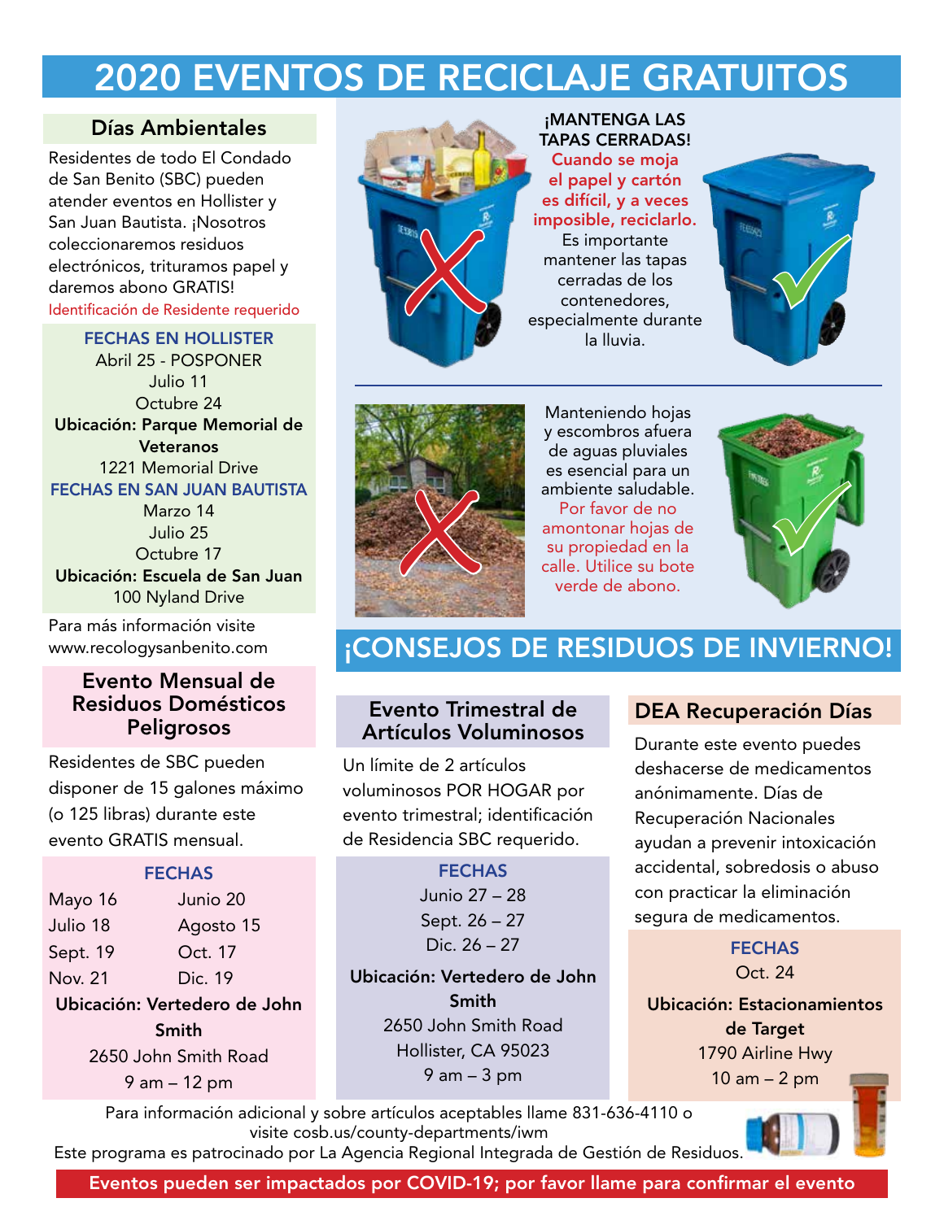# 2020 EVENTOS DE RECICLAJE GRATUITOS

## Días Ambientales

Residentes de todo El Condado de San Benito (SBC) pueden atender eventos en Hollister y San Juan Bautista. ¡Nosotros coleccionaremos residuos electrónicos, trituramos papel y daremos abono GRATIS!

Identificación de Residente requerido

**FECHAS EN HOLLISTER**

Abril 25 - POSPONER
Julio 11
Octubre 24

**Ubicación: Parque Memorial de Veteranos**
1221 Memorial Drive

**FECHAS EN SAN JUAN BAUTISTA**

Marzo 14
Julio 25
Octubre 17

**Ubicación: Escuela de San Juan**
100 Nyland Drive

Para más información visite www.recologysanbenito.com

## Evento Mensual de Residuos Domésticos Peligrosos

Residentes de SBC pueden disponer de 15 galones máximo (o 125 libras) durante este evento GRATIS mensual.

**FECHAS**

| | |
|---|---|
| Mayo 16 | Junio 20 |
| Julio 18 | Agosto 15 |
| Sept. 19 | Oct. 17 |
| Nov. 21 | Dic. 19 |

**Ubicación: Vertedero de John Smith**
2650 John Smith Road
9 am – 12 pm

¡MANTENGA LAS TAPAS CERRADAS! Cuando se moja el papel y cartón es difícil, y a veces imposible, reciclarlo. Es importante mantener las tapas cerradas de los contenedores, especialmente durante la lluvia.

Manteniendo hojas y escombros afuera de aguas pluviales es esencial para un ambiente saludable. Por favor de no amontonar hojas de su propiedad en la calle. Utilice su bote verde de abono.

## ¡CONSEJOS DE RESIDUOS DE INVIERNO!

## Evento Trimestral de Artículos Voluminosos

Un límite de 2 artículos voluminosos POR HOGAR por evento trimestral; identificación de Residencia SBC requerido.

**FECHAS**

Junio 27 – 28
Sept. 26 – 27
Dic. 26 – 27

**Ubicación: Vertedero de John Smith**
2650 John Smith Road
Hollister, CA 95023
9 am – 3 pm

## DEA Recuperación Días

Durante este evento puedes deshacerse de medicamentos anónimamente. Días de Recuperación Nacionales ayudan a prevenir intoxicación accidental, sobredosis o abuso con practicar la eliminación segura de medicamentos.

**FECHAS**

Oct. 24

**Ubicación: Estacionamientos de Target**
1790 Airline Hwy
10 am – 2 pm

Para información adicional y sobre artículos aceptables llame 831-636-4110 o visite cosb.us/county-departments/iwm

Este programa es patrocinado por La Agencia Regional Integrada de Gestión de Residuos.

**Eventos pueden ser impactados por COVID-19; por favor llame para confirmar el evento**